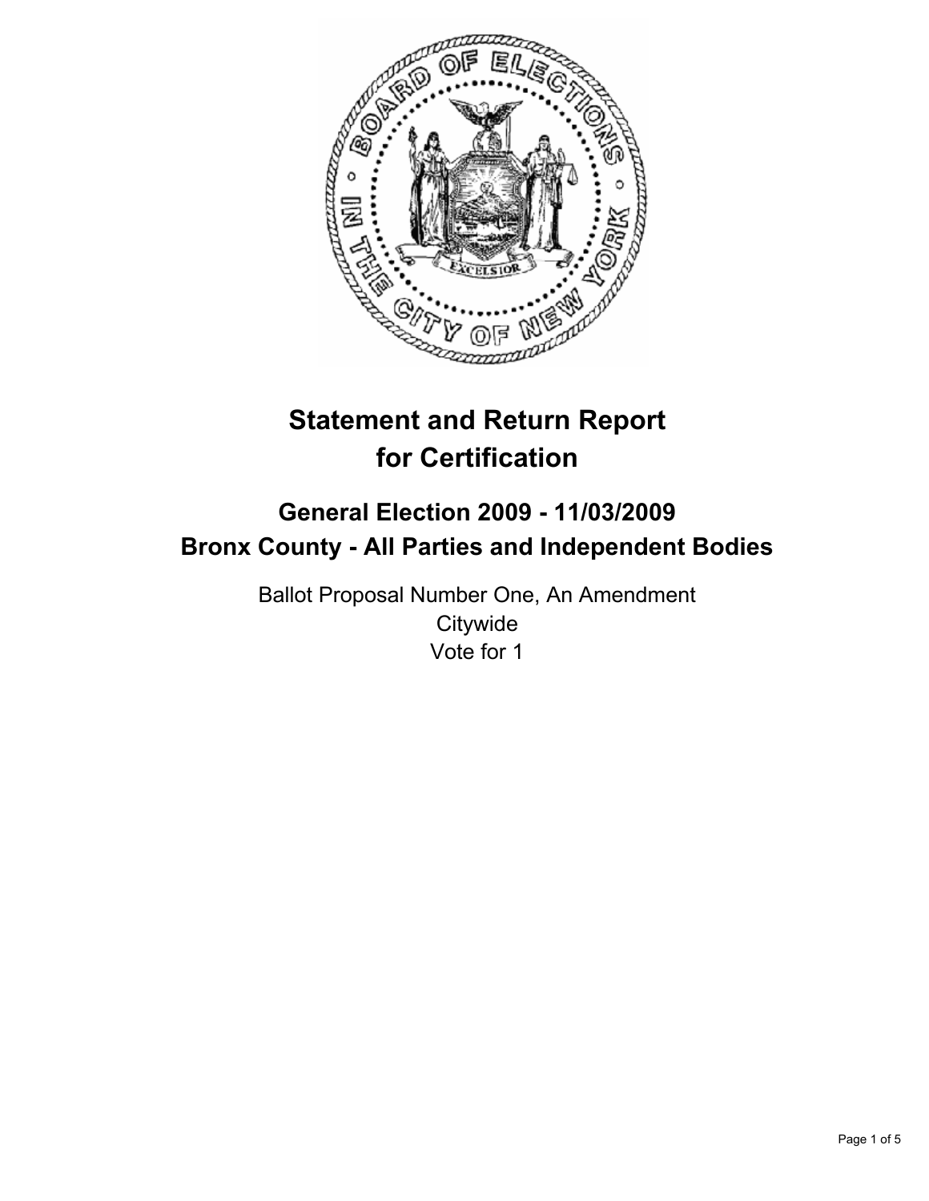# Statement and Return Report for Certification

## General Election 2009 - 11/03/2009
## Bronx County - All Parties and Independent Bodies

Ballot Proposal Number One, An Amendment
Citywide
Vote for 1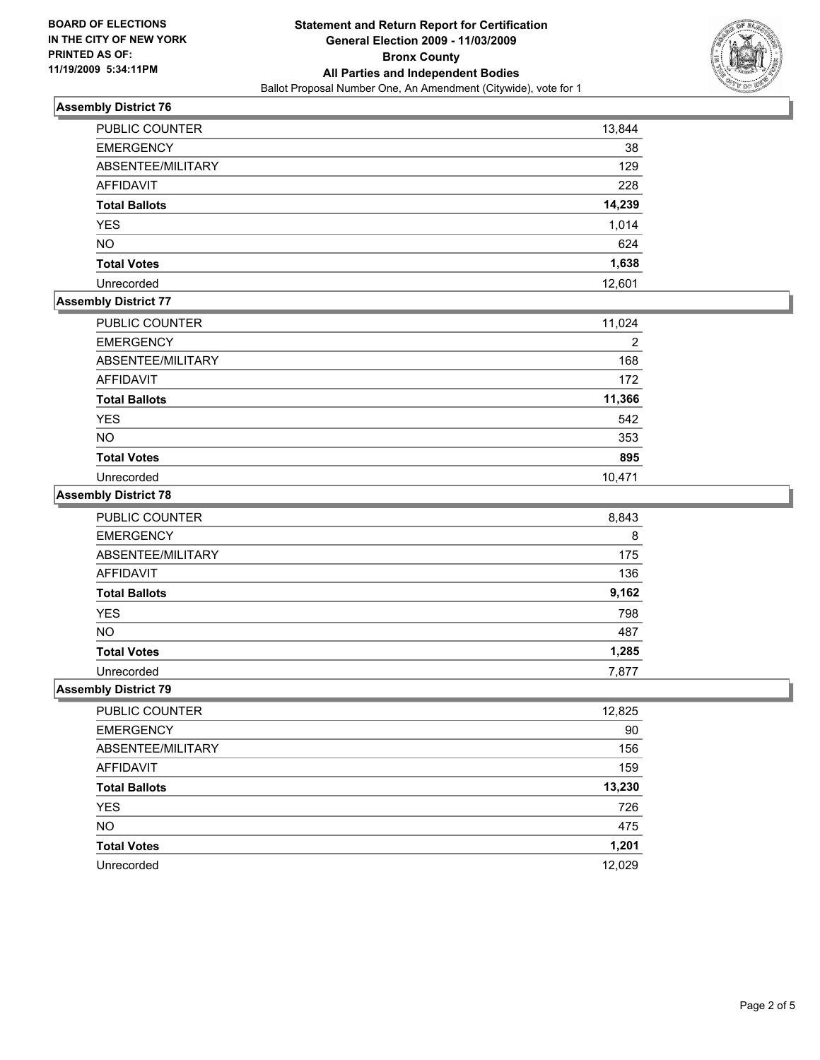**BOARD OF ELECTIONS IN THE CITY OF NEW YORK PRINTED AS OF: 11/19/2009 5:34:11PM**

# Statement and Return Report for Certification
## General Election 2009 - 11/03/2009
## Bronx County
## All Parties and Independent Bodies
Ballot Proposal Number One, An Amendment (Citywide), vote for 1

### Assembly District 76

| | |
|---|---|
| PUBLIC COUNTER | 13,844 |
| EMERGENCY | 38 |
| ABSENTEE/MILITARY | 129 |
| AFFIDAVIT | 228 |
| **Total Ballots** | **14,239** |
| YES | 1,014 |
| NO | 624 |
| **Total Votes** | **1,638** |
| Unrecorded | 12,601 |

### Assembly District 77

| | |
|---|---|
| PUBLIC COUNTER | 11,024 |
| EMERGENCY | 2 |
| ABSENTEE/MILITARY | 168 |
| AFFIDAVIT | 172 |
| **Total Ballots** | **11,366** |
| YES | 542 |
| NO | 353 |
| **Total Votes** | **895** |
| Unrecorded | 10,471 |

### Assembly District 78

| | |
|---|---|
| PUBLIC COUNTER | 8,843 |
| EMERGENCY | 8 |
| ABSENTEE/MILITARY | 175 |
| AFFIDAVIT | 136 |
| **Total Ballots** | **9,162** |
| YES | 798 |
| NO | 487 |
| **Total Votes** | **1,285** |
| Unrecorded | 7,877 |

### Assembly District 79

| | |
|---|---|
| PUBLIC COUNTER | 12,825 |
| EMERGENCY | 90 |
| ABSENTEE/MILITARY | 156 |
| AFFIDAVIT | 159 |
| **Total Ballots** | **13,230** |
| YES | 726 |
| NO | 475 |
| **Total Votes** | **1,201** |
| Unrecorded | 12,029 |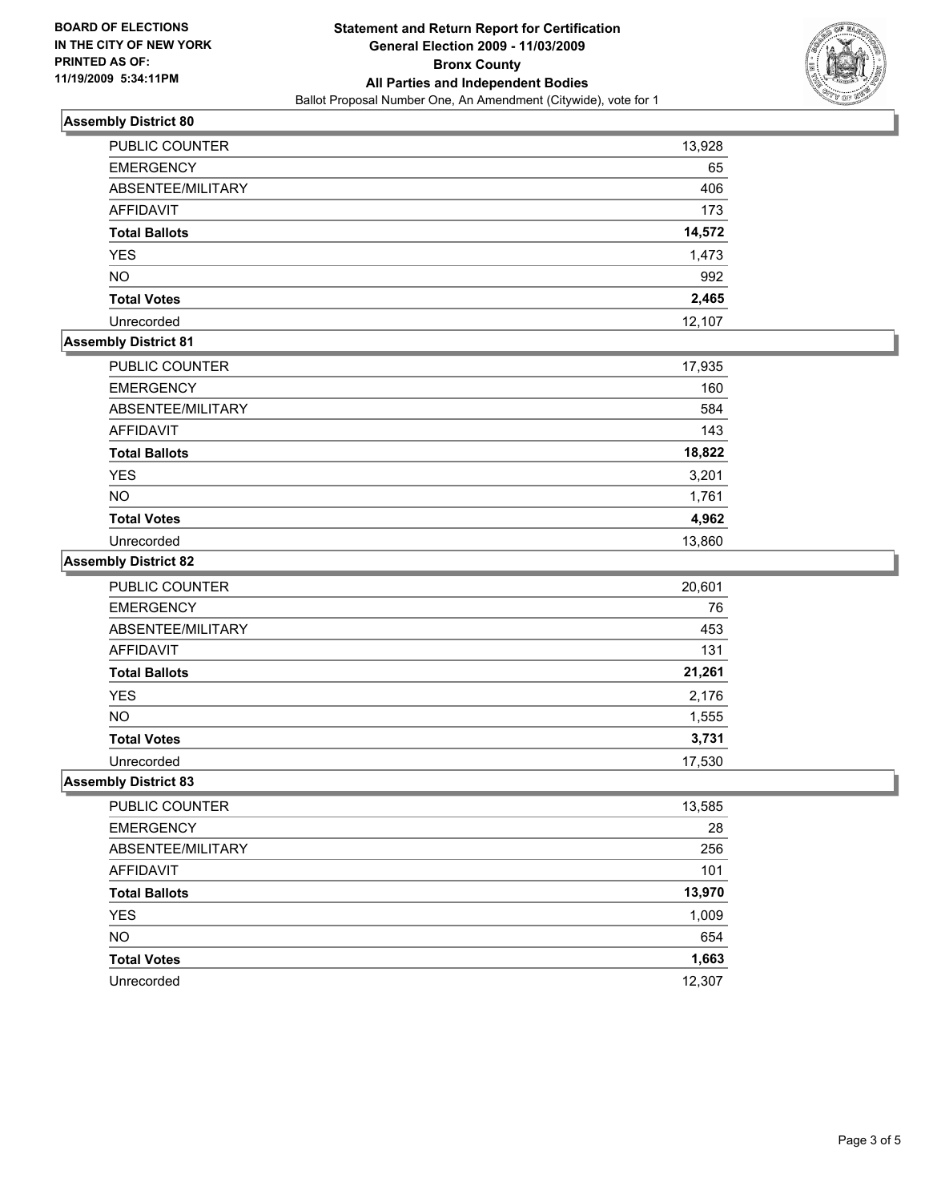**BOARD OF ELECTIONS IN THE CITY OF NEW YORK PRINTED AS OF: 11/19/2009 5:34:11PM**

# Statement and Return Report for Certification
## General Election 2009 - 11/03/2009
## Bronx County
## All Parties and Independent Bodies
Ballot Proposal Number One, An Amendment (Citywide), vote for 1

### Assembly District 80

| | |
|---|---|
| PUBLIC COUNTER | 13,928 |
| EMERGENCY | 65 |
| ABSENTEE/MILITARY | 406 |
| AFFIDAVIT | 173 |
| **Total Ballots** | **14,572** |
| YES | 1,473 |
| NO | 992 |
| **Total Votes** | **2,465** |
| Unrecorded | 12,107 |

### Assembly District 81

| | |
|---|---|
| PUBLIC COUNTER | 17,935 |
| EMERGENCY | 160 |
| ABSENTEE/MILITARY | 584 |
| AFFIDAVIT | 143 |
| **Total Ballots** | **18,822** |
| YES | 3,201 |
| NO | 1,761 |
| **Total Votes** | **4,962** |
| Unrecorded | 13,860 |

### Assembly District 82

| | |
|---|---|
| PUBLIC COUNTER | 20,601 |
| EMERGENCY | 76 |
| ABSENTEE/MILITARY | 453 |
| AFFIDAVIT | 131 |
| **Total Ballots** | **21,261** |
| YES | 2,176 |
| NO | 1,555 |
| **Total Votes** | **3,731** |
| Unrecorded | 17,530 |

### Assembly District 83

| | |
|---|---|
| PUBLIC COUNTER | 13,585 |
| EMERGENCY | 28 |
| ABSENTEE/MILITARY | 256 |
| AFFIDAVIT | 101 |
| **Total Ballots** | **13,970** |
| YES | 1,009 |
| NO | 654 |
| **Total Votes** | **1,663** |
| Unrecorded | 12,307 |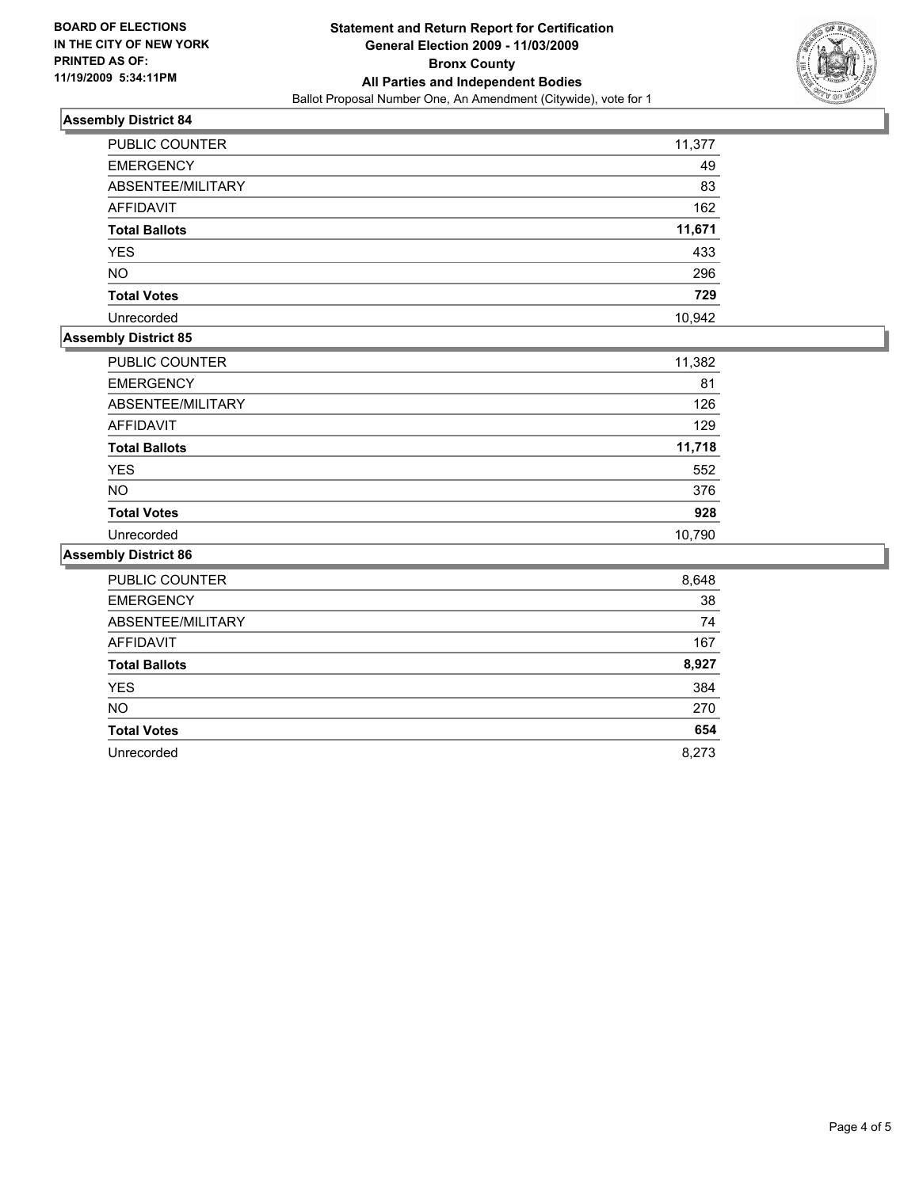**BOARD OF ELECTIONS IN THE CITY OF NEW YORK PRINTED AS OF: 11/19/2009 5:34:11PM**

# Statement and Return Report for Certification
## General Election 2009 - 11/03/2009
## Bronx County
## All Parties and Independent Bodies
Ballot Proposal Number One, An Amendment (Citywide), vote for 1

### Assembly District 84

| | |
|---|---|
| PUBLIC COUNTER | 11,377 |
| EMERGENCY | 49 |
| ABSENTEE/MILITARY | 83 |
| AFFIDAVIT | 162 |
| **Total Ballots** | **11,671** |
| YES | 433 |
| NO | 296 |
| **Total Votes** | **729** |
| Unrecorded | 10,942 |

### Assembly District 85

| | |
|---|---|
| PUBLIC COUNTER | 11,382 |
| EMERGENCY | 81 |
| ABSENTEE/MILITARY | 126 |
| AFFIDAVIT | 129 |
| **Total Ballots** | **11,718** |
| YES | 552 |
| NO | 376 |
| **Total Votes** | **928** |
| Unrecorded | 10,790 |

### Assembly District 86

| | |
|---|---|
| PUBLIC COUNTER | 8,648 |
| EMERGENCY | 38 |
| ABSENTEE/MILITARY | 74 |
| AFFIDAVIT | 167 |
| **Total Ballots** | **8,927** |
| YES | 384 |
| NO | 270 |
| **Total Votes** | **654** |
| Unrecorded | 8,273 |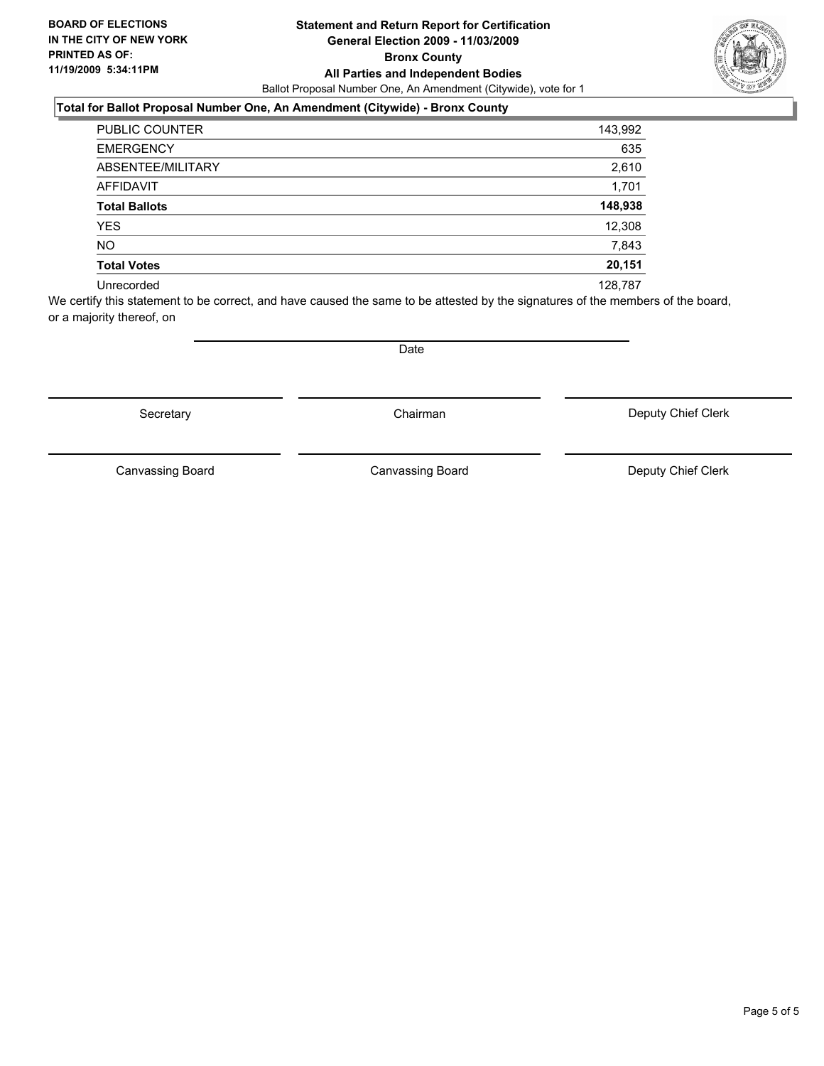**BOARD OF ELECTIONS IN THE CITY OF NEW YORK PRINTED AS OF: 11/19/2009 5:34:11PM**

**Statement and Return Report for Certification**
**General Election 2009 - 11/03/2009**
**Bronx County**
**All Parties and Independent Bodies**

Ballot Proposal Number One, An Amendment (Citywide), vote for 1

**Total for Ballot Proposal Number One, An Amendment (Citywide) - Bronx County**

| | |
|---|---|
| PUBLIC COUNTER | 143,992 |
| EMERGENCY | 635 |
| ABSENTEE/MILITARY | 2,610 |
| AFFIDAVIT | 1,701 |
| **Total Ballots** | **148,938** |
| YES | 12,308 |
| NO | 7,843 |
| **Total Votes** | **20,151** |
| Unrecorded | 128,787 |

We certify this statement to be correct, and have caused the same to be attested by the signatures of the members of the board, or a majority thereof, on

Date

| | | |
|---|---|---|
| Secretary | Chairman | Deputy Chief Clerk |
| Canvassing Board | Canvassing Board | Deputy Chief Clerk |